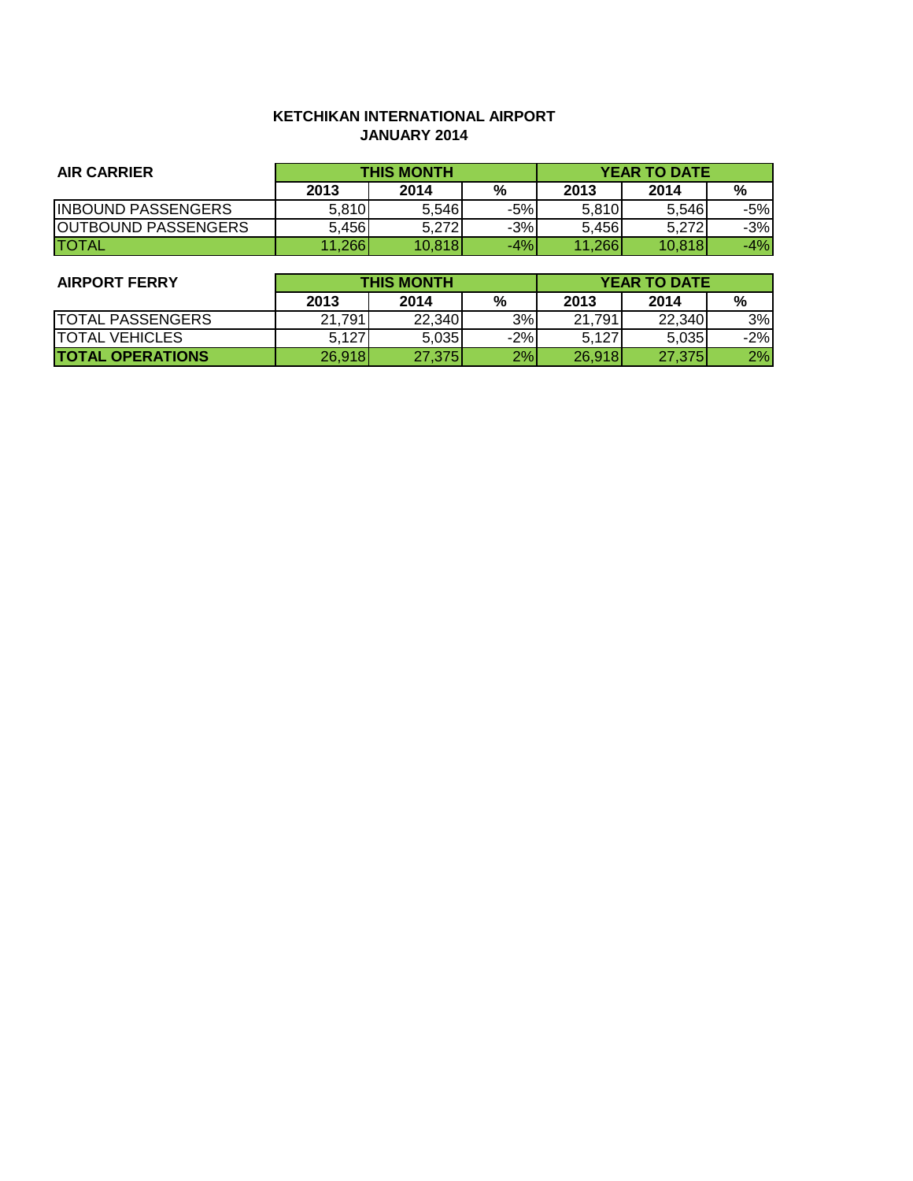**KETCHIKAN INTERNATIONAL AIRPORT**
**JANUARY 2014**

| AIR CARRIER | THIS MONTH | | | YEAR TO DATE | | |
|---|---|---|---|---|---|---|
| | 2013 | 2014 | % | 2013 | 2014 | % |
| INBOUND PASSENGERS | 5,810 | 5,546 | -5% | 5,810 | 5,546 | -5% |
| OUTBOUND PASSENGERS | 5,456 | 5,272 | -3% | 5,456 | 5,272 | -3% |
| TOTAL | 11,266 | 10,818 | -4% | 11,266 | 10,818 | -4% |

| AIRPORT FERRY | THIS MONTH | | | YEAR TO DATE | | |
|---|---|---|---|---|---|---|
| | 2013 | 2014 | % | 2013 | 2014 | % |
| TOTAL PASSENGERS | 21,791 | 22,340 | 3% | 21,791 | 22,340 | 3% |
| TOTAL VEHICLES | 5,127 | 5,035 | -2% | 5,127 | 5,035 | -2% |
| **TOTAL OPERATIONS** | 26,918 | 27,375 | 2% | 26,918 | 27,375 | 2% |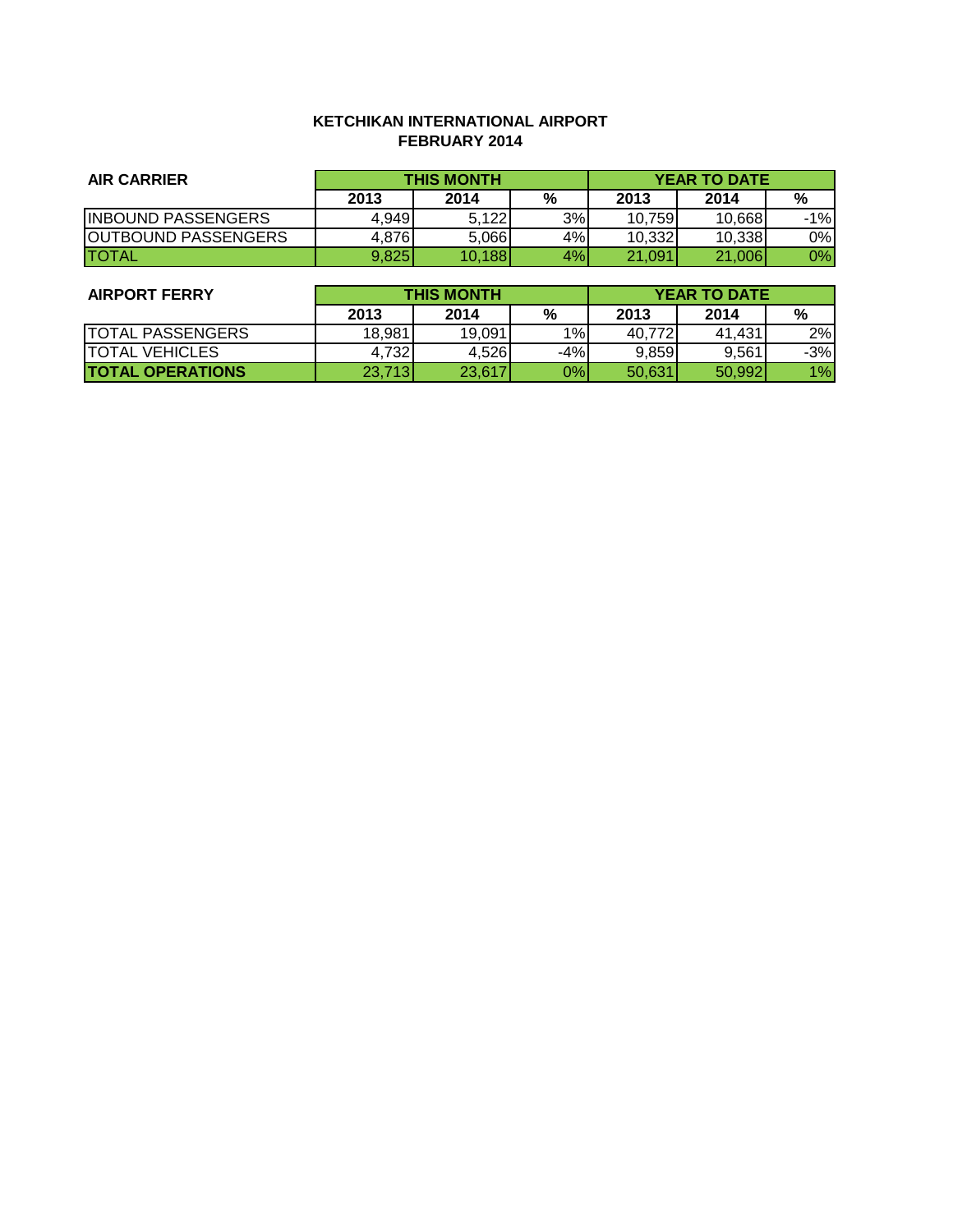**KETCHIKAN INTERNATIONAL AIRPORT**
**FEBRUARY 2014**

| AIR CARRIER | THIS MONTH | | | YEAR TO DATE | | |
|---|---|---|---|---|---|---|
| | 2013 | 2014 | % | 2013 | 2014 | % |
| INBOUND PASSENGERS | 4,949 | 5,122 | 3% | 10,759 | 10,668 | -1% |
| OUTBOUND PASSENGERS | 4,876 | 5,066 | 4% | 10,332 | 10,338 | 0% |
| TOTAL | 9,825 | 10,188 | 4% | 21,091 | 21,006 | 0% |

| AIRPORT FERRY | THIS MONTH | | | YEAR TO DATE | | |
|---|---|---|---|---|---|---|
| | 2013 | 2014 | % | 2013 | 2014 | % |
| TOTAL PASSENGERS | 18,981 | 19,091 | 1% | 40,772 | 41,431 | 2% |
| TOTAL VEHICLES | 4,732 | 4,526 | -4% | 9,859 | 9,561 | -3% |
| **TOTAL OPERATIONS** | 23,713 | 23,617 | 0% | 50,631 | 50,992 | 1% |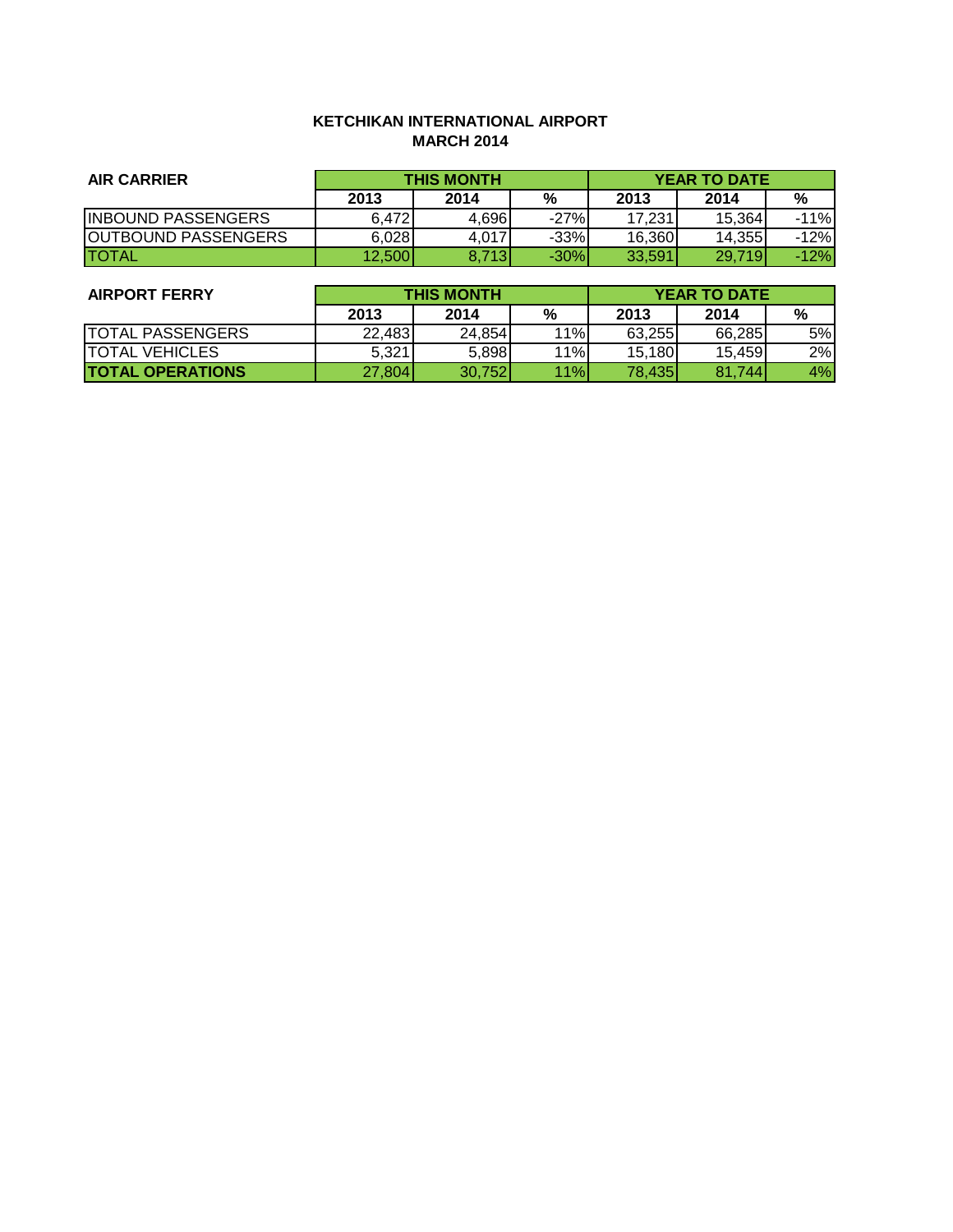**KETCHIKAN INTERNATIONAL AIRPORT**
**MARCH 2014**

| AIR CARRIER | THIS MONTH | | | YEAR TO DATE | | |
|---|---|---|---|---|---|---|
| | 2013 | 2014 | % | 2013 | 2014 | % |
| INBOUND PASSENGERS | 6,472 | 4,696 | -27% | 17,231 | 15,364 | -11% |
| OUTBOUND PASSENGERS | 6,028 | 4,017 | -33% | 16,360 | 14,355 | -12% |
| TOTAL | 12,500 | 8,713 | -30% | 33,591 | 29,719 | -12% |

| AIRPORT FERRY | THIS MONTH | | | YEAR TO DATE | | |
|---|---|---|---|---|---|---|
| | 2013 | 2014 | % | 2013 | 2014 | % |
| TOTAL PASSENGERS | 22,483 | 24,854 | 11% | 63,255 | 66,285 | 5% |
| TOTAL VEHICLES | 5,321 | 5,898 | 11% | 15,180 | 15,459 | 2% |
| **TOTAL OPERATIONS** | 27,804 | 30,752 | 11% | 78,435 | 81,744 | 4% |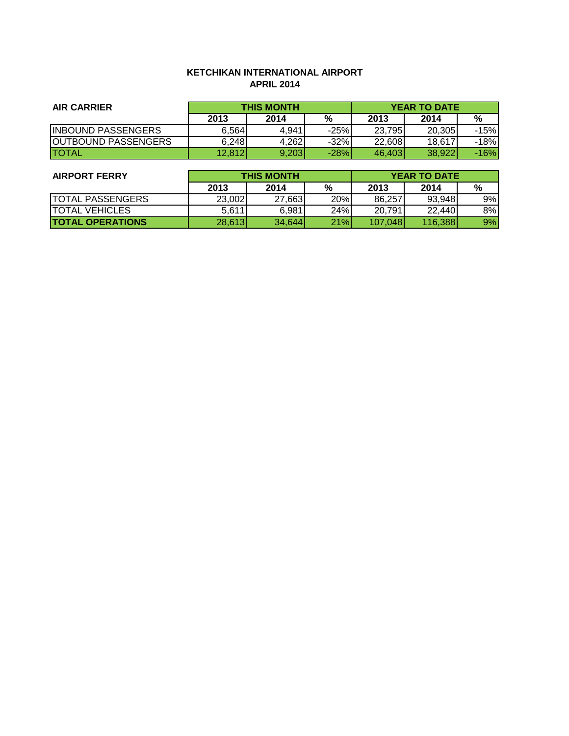**KETCHIKAN INTERNATIONAL AIRPORT**
**APRIL 2014**

| AIR CARRIER | THIS MONTH | | | YEAR TO DATE | | |
|---|---|---|---|---|---|---|
| | 2013 | 2014 | % | 2013 | 2014 | % |
| INBOUND PASSENGERS | 6,564 | 4,941 | -25% | 23,795 | 20,305 | -15% |
| OUTBOUND PASSENGERS | 6,248 | 4,262 | -32% | 22,608 | 18,617 | -18% |
| TOTAL | 12,812 | 9,203 | -28% | 46,403 | 38,922 | -16% |

| AIRPORT FERRY | THIS MONTH | | | YEAR TO DATE | | |
|---|---|---|---|---|---|---|
| | 2013 | 2014 | % | 2013 | 2014 | % |
| TOTAL PASSENGERS | 23,002 | 27,663 | 20% | 86,257 | 93,948 | 9% |
| TOTAL VEHICLES | 5,611 | 6,981 | 24% | 20,791 | 22,440 | 8% |
| **TOTAL OPERATIONS** | 28,613 | 34,644 | 21% | 107,048 | 116,388 | 9% |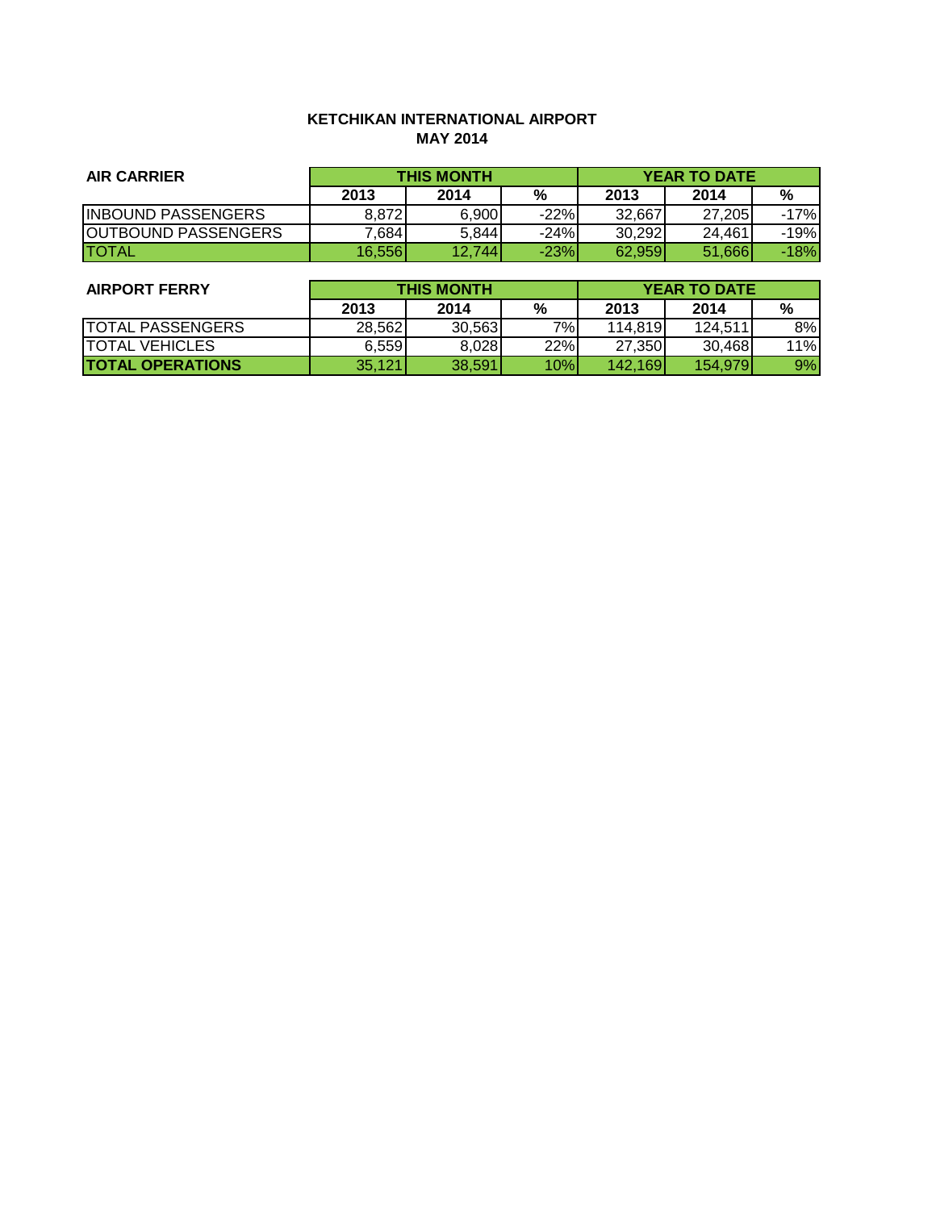**KETCHIKAN INTERNATIONAL AIRPORT**
**MAY 2014**

| AIR CARRIER | THIS MONTH | | | YEAR TO DATE | | |
|---|---|---|---|---|---|---|
| | 2013 | 2014 | % | 2013 | 2014 | % |
| INBOUND PASSENGERS | 8,872 | 6,900 | -22% | 32,667 | 27,205 | -17% |
| OUTBOUND PASSENGERS | 7,684 | 5,844 | -24% | 30,292 | 24,461 | -19% |
| TOTAL | 16,556 | 12,744 | -23% | 62,959 | 51,666 | -18% |

| AIRPORT FERRY | THIS MONTH | | | YEAR TO DATE | | |
|---|---|---|---|---|---|---|
| | 2013 | 2014 | % | 2013 | 2014 | % |
| TOTAL PASSENGERS | 28,562 | 30,563 | 7% | 114,819 | 124,511 | 8% |
| TOTAL VEHICLES | 6,559 | 8,028 | 22% | 27,350 | 30,468 | 11% |
| **TOTAL OPERATIONS** | 35,121 | 38,591 | 10% | 142,169 | 154,979 | 9% |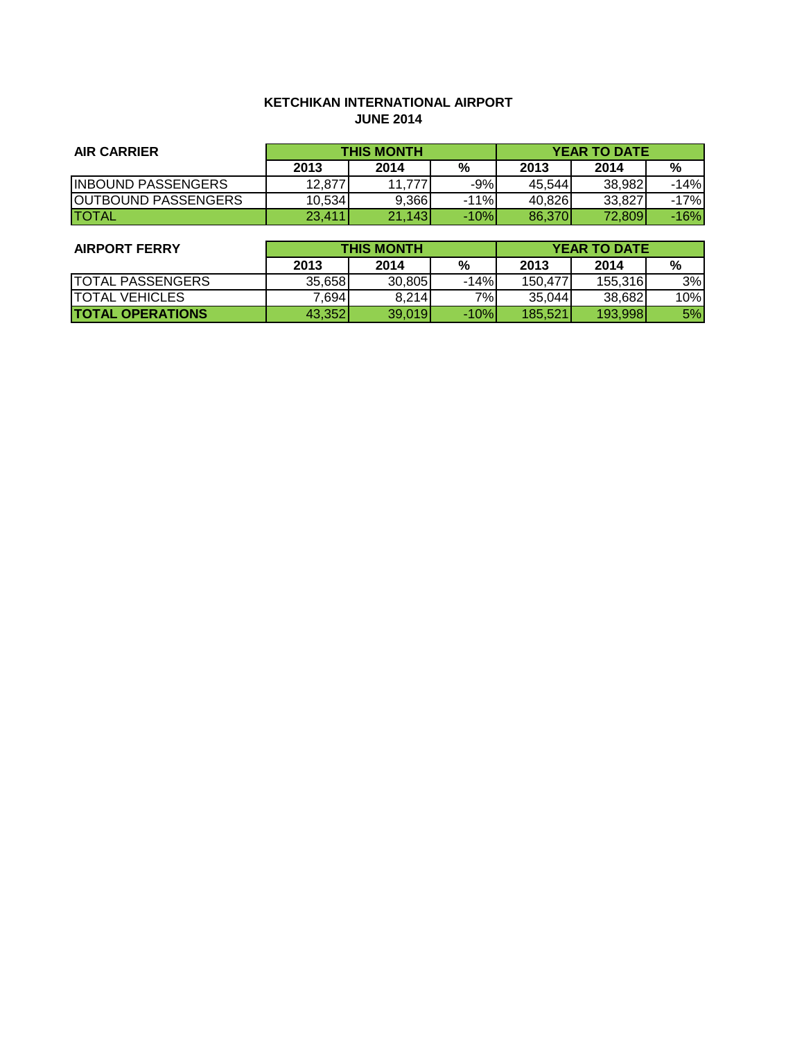# KETCHIKAN INTERNATIONAL AIRPORT
## JUNE 2014

| AIR CARRIER | THIS MONTH | | | YEAR TO DATE | | |
|---|---|---|---|---|---|---|
| | 2013 | 2014 | % | 2013 | 2014 | % |
| INBOUND PASSENGERS | 12,877 | 11,777 | -9% | 45,544 | 38,982 | -14% |
| OUTBOUND PASSENGERS | 10,534 | 9,366 | -11% | 40,826 | 33,827 | -17% |
| TOTAL | 23,411 | 21,143 | -10% | 86,370 | 72,809 | -16% |

| AIRPORT FERRY | THIS MONTH | | | YEAR TO DATE | | |
|---|---|---|---|---|---|---|
| | 2013 | 2014 | % | 2013 | 2014 | % |
| TOTAL PASSENGERS | 35,658 | 30,805 | -14% | 150,477 | 155,316 | 3% |
| TOTAL VEHICLES | 7,694 | 8,214 | 7% | 35,044 | 38,682 | 10% |
| **TOTAL OPERATIONS** | 43,352 | 39,019 | -10% | 185,521 | 193,998 | 5% |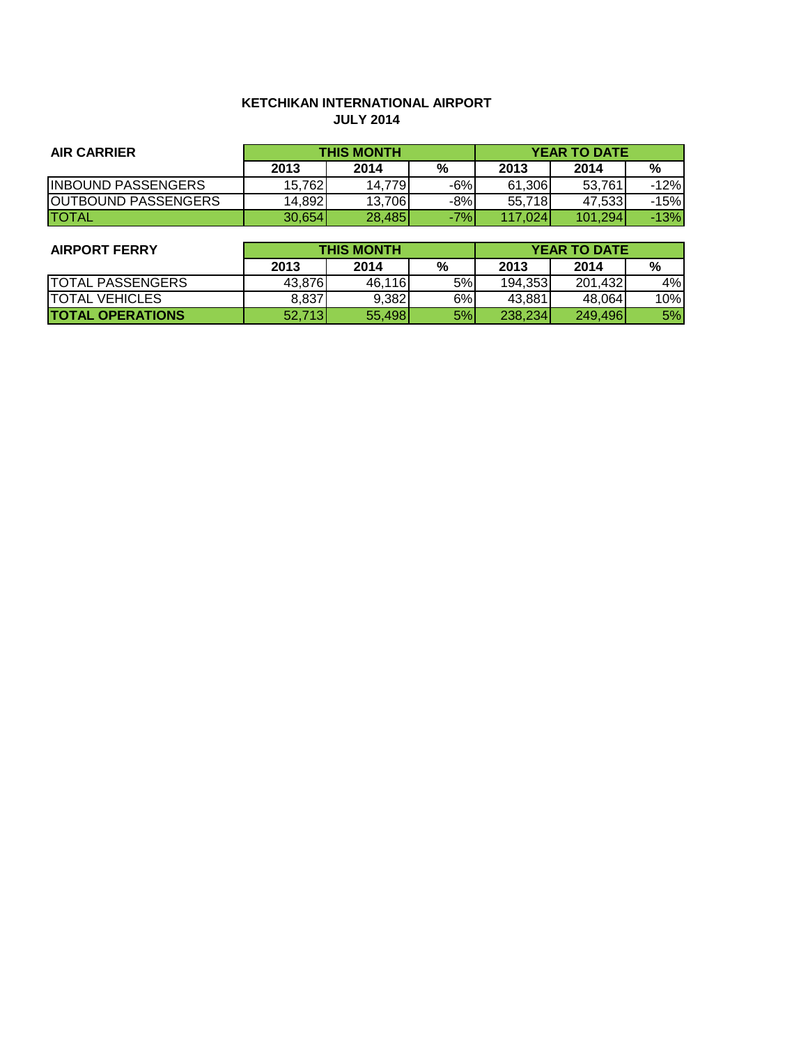**KETCHIKAN INTERNATIONAL AIRPORT**
**JULY 2014**

| AIR CARRIER | THIS MONTH | | | YEAR TO DATE | | |
|---|---|---|---|---|---|---|
| | 2013 | 2014 | % | 2013 | 2014 | % |
| INBOUND PASSENGERS | 15,762 | 14,779 | -6% | 61,306 | 53,761 | -12% |
| OUTBOUND PASSENGERS | 14,892 | 13,706 | -8% | 55,718 | 47,533 | -15% |
| TOTAL | 30,654 | 28,485 | -7% | 117,024 | 101,294 | -13% |

| AIRPORT FERRY | THIS MONTH | | | YEAR TO DATE | | |
|---|---|---|---|---|---|---|
| | 2013 | 2014 | % | 2013 | 2014 | % |
| TOTAL PASSENGERS | 43,876 | 46,116 | 5% | 194,353 | 201,432 | 4% |
| TOTAL VEHICLES | 8,837 | 9,382 | 6% | 43,881 | 48,064 | 10% |
| **TOTAL OPERATIONS** | 52,713 | 55,498 | 5% | 238,234 | 249,496 | 5% |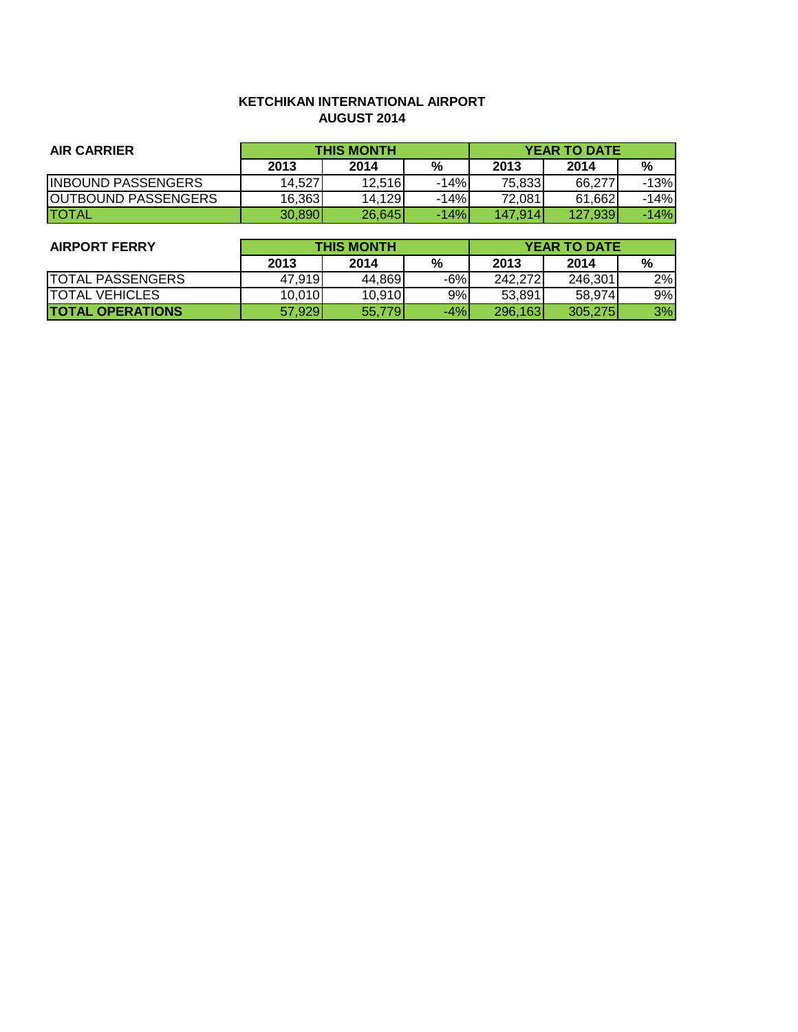**KETCHIKAN INTERNATIONAL AIRPORT**
**AUGUST 2014**

| AIR CARRIER | THIS MONTH | | | YEAR TO DATE | | |
|---|---|---|---|---|---|---|
| | 2013 | 2014 | % | 2013 | 2014 | % |
| INBOUND PASSENGERS | 14,527 | 12,516 | -14% | 75,833 | 66,277 | -13% |
| OUTBOUND PASSENGERS | 16,363 | 14,129 | -14% | 72,081 | 61,662 | -14% |
| TOTAL | 30,890 | 26,645 | -14% | 147,914 | 127,939 | -14% |

| AIRPORT FERRY | THIS MONTH | | | YEAR TO DATE | | |
|---|---|---|---|---|---|---|
| | 2013 | 2014 | % | 2013 | 2014 | % |
| TOTAL PASSENGERS | 47,919 | 44,869 | -6% | 242,272 | 246,301 | 2% |
| TOTAL VEHICLES | 10,010 | 10,910 | 9% | 53,891 | 58,974 | 9% |
| **TOTAL OPERATIONS** | 57,929 | 55,779 | -4% | 296,163 | 305,275 | 3% |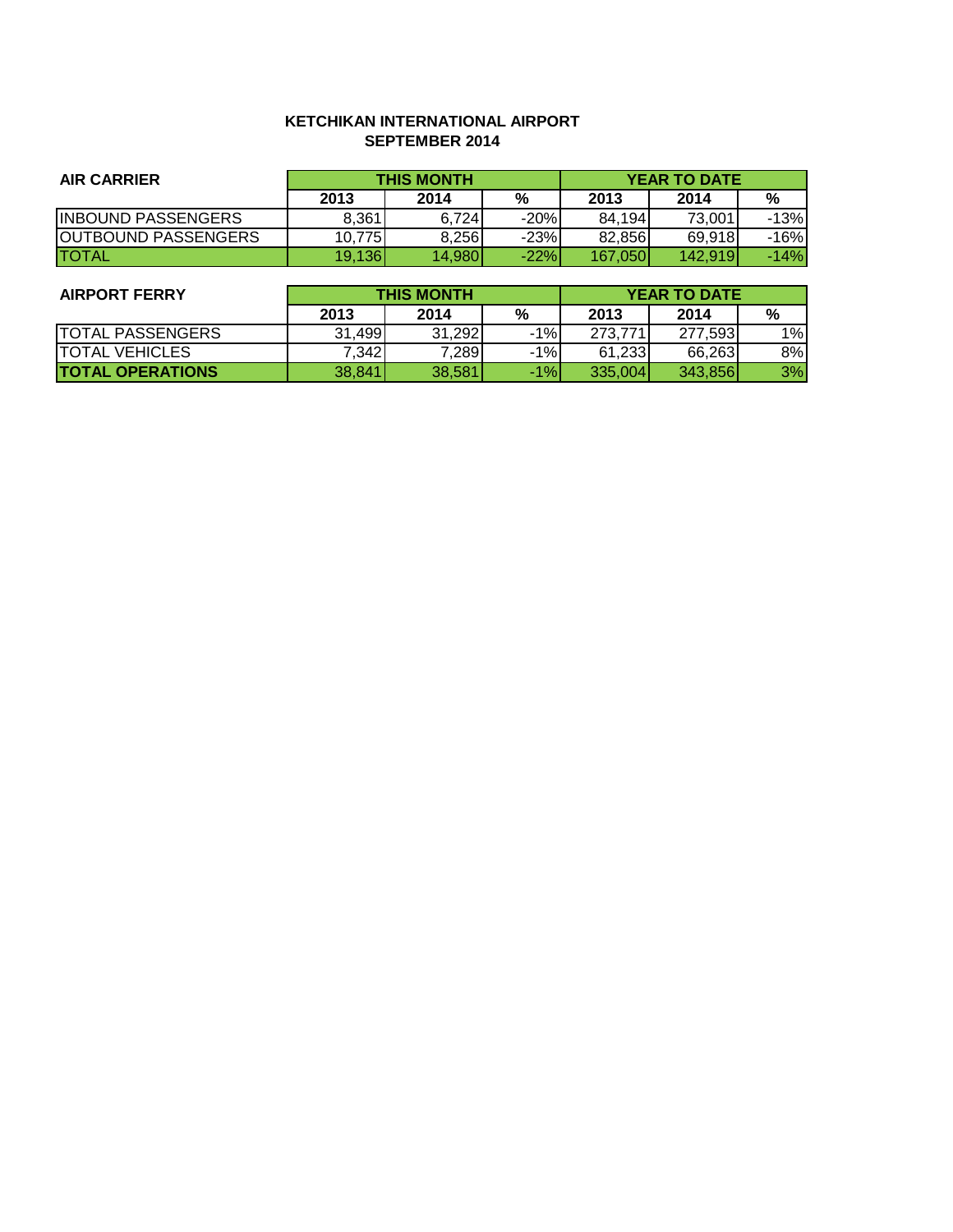**KETCHIKAN INTERNATIONAL AIRPORT**
**SEPTEMBER 2014**

| AIR CARRIER | THIS MONTH | | | YEAR TO DATE | | |
|---|---|---|---|---|---|---|
| | 2013 | 2014 | % | 2013 | 2014 | % |
| INBOUND PASSENGERS | 8,361 | 6,724 | -20% | 84,194 | 73,001 | -13% |
| OUTBOUND PASSENGERS | 10,775 | 8,256 | -23% | 82,856 | 69,918 | -16% |
| TOTAL | 19,136 | 14,980 | -22% | 167,050 | 142,919 | -14% |

| AIRPORT FERRY | THIS MONTH | | | YEAR TO DATE | | |
|---|---|---|---|---|---|---|
| | 2013 | 2014 | % | 2013 | 2014 | % |
| TOTAL PASSENGERS | 31,499 | 31,292 | -1% | 273,771 | 277,593 | 1% |
| TOTAL VEHICLES | 7,342 | 7,289 | -1% | 61,233 | 66,263 | 8% |
| **TOTAL OPERATIONS** | 38,841 | 38,581 | -1% | 335,004 | 343,856 | 3% |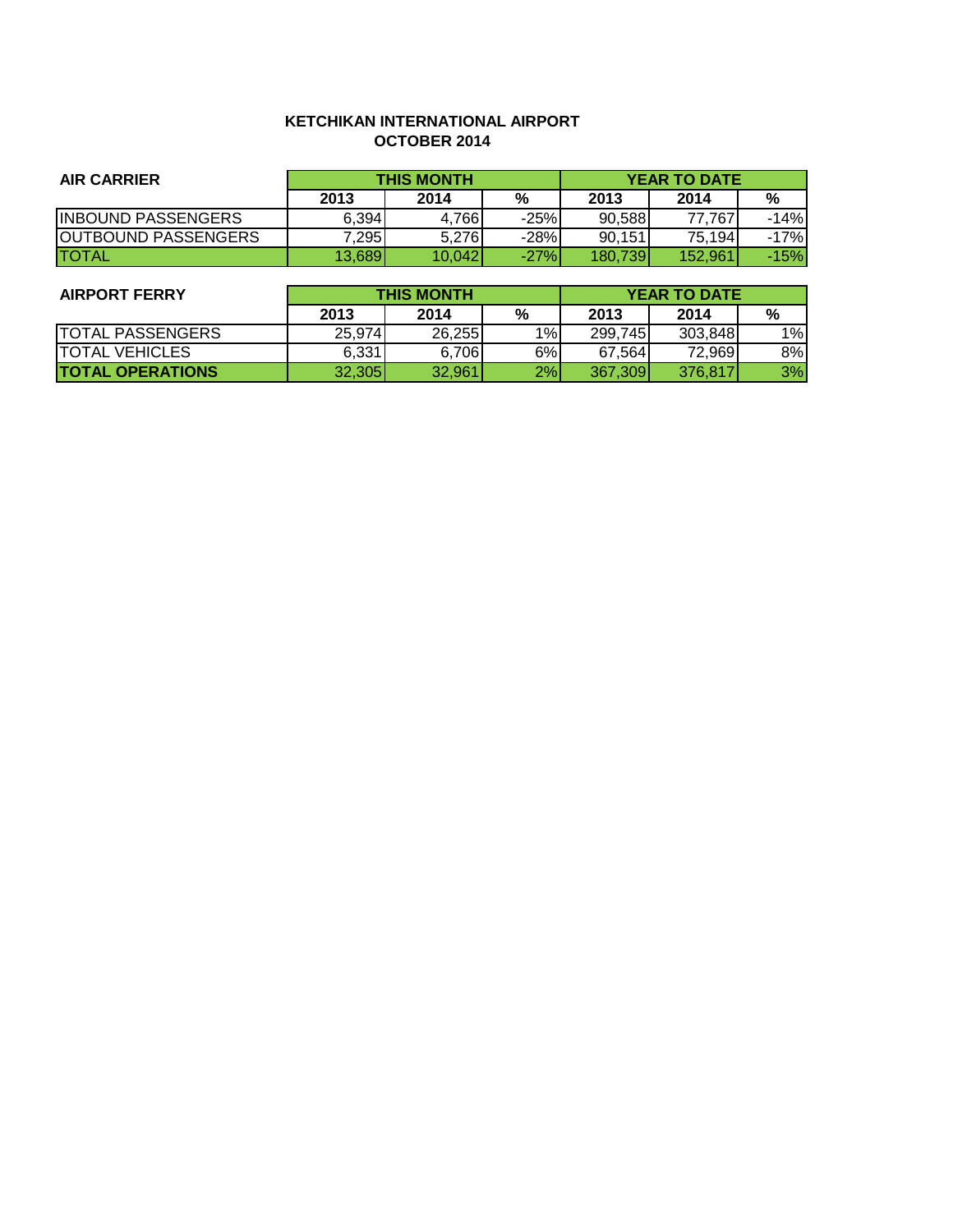**KETCHIKAN INTERNATIONAL AIRPORT**
**OCTOBER 2014**

| AIR CARRIER | THIS MONTH | | | YEAR TO DATE | | |
|---|---|---|---|---|---|---|
| | 2013 | 2014 | % | 2013 | 2014 | % |
| INBOUND PASSENGERS | 6,394 | 4,766 | -25% | 90,588 | 77,767 | -14% |
| OUTBOUND PASSENGERS | 7,295 | 5,276 | -28% | 90,151 | 75,194 | -17% |
| TOTAL | 13,689 | 10,042 | -27% | 180,739 | 152,961 | -15% |

| AIRPORT FERRY | THIS MONTH | | | YEAR TO DATE | | |
|---|---|---|---|---|---|---|
| | 2013 | 2014 | % | 2013 | 2014 | % |
| TOTAL PASSENGERS | 25,974 | 26,255 | 1% | 299,745 | 303,848 | 1% |
| TOTAL VEHICLES | 6,331 | 6,706 | 6% | 67,564 | 72,969 | 8% |
| **TOTAL OPERATIONS** | 32,305 | 32,961 | 2% | 367,309 | 376,817 | 3% |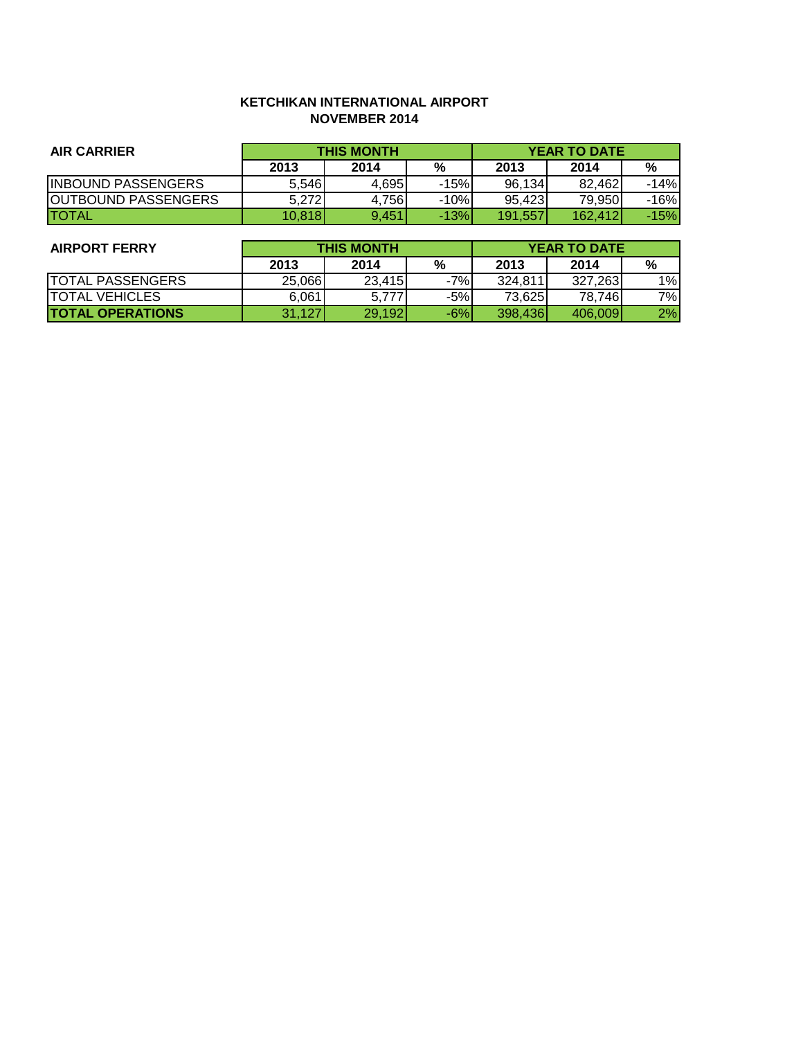**KETCHIKAN INTERNATIONAL AIRPORT**
**NOVEMBER 2014**

| AIR CARRIER | THIS MONTH | | | YEAR TO DATE | | |
|---|---|---|---|---|---|---|
| | 2013 | 2014 | % | 2013 | 2014 | % |
| INBOUND PASSENGERS | 5,546 | 4,695 | -15% | 96,134 | 82,462 | -14% |
| OUTBOUND PASSENGERS | 5,272 | 4,756 | -10% | 95,423 | 79,950 | -16% |
| TOTAL | 10,818 | 9,451 | -13% | 191,557 | 162,412 | -15% |

| AIRPORT FERRY | THIS MONTH | | | YEAR TO DATE | | |
|---|---|---|---|---|---|---|
| | 2013 | 2014 | % | 2013 | 2014 | % |
| TOTAL PASSENGERS | 25,066 | 23,415 | -7% | 324,811 | 327,263 | 1% |
| TOTAL VEHICLES | 6,061 | 5,777 | -5% | 73,625 | 78,746 | 7% |
| **TOTAL OPERATIONS** | 31,127 | 29,192 | -6% | 398,436 | 406,009 | 2% |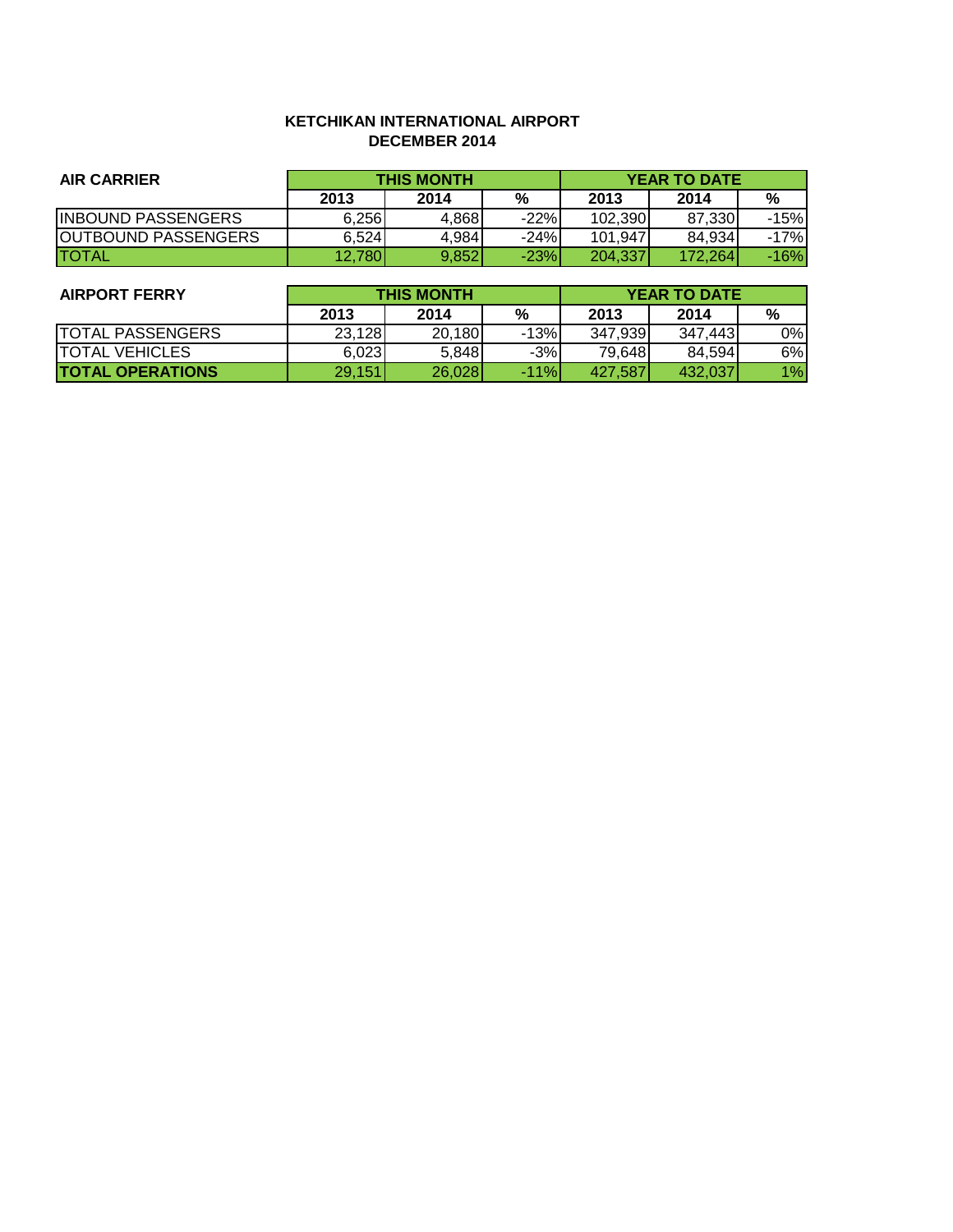**KETCHIKAN INTERNATIONAL AIRPORT**
**DECEMBER 2014**

| AIR CARRIER | THIS MONTH | | | YEAR TO DATE | | |
|---|---|---|---|---|---|---|
| | 2013 | 2014 | % | 2013 | 2014 | % |
| INBOUND PASSENGERS | 6,256 | 4,868 | -22% | 102,390 | 87,330 | -15% |
| OUTBOUND PASSENGERS | 6,524 | 4,984 | -24% | 101,947 | 84,934 | -17% |
| TOTAL | 12,780 | 9,852 | -23% | 204,337 | 172,264 | -16% |

| AIRPORT FERRY | THIS MONTH | | | YEAR TO DATE | | |
|---|---|---|---|---|---|---|
| | 2013 | 2014 | % | 2013 | 2014 | % |
| TOTAL PASSENGERS | 23,128 | 20,180 | -13% | 347,939 | 347,443 | 0% |
| TOTAL VEHICLES | 6,023 | 5,848 | -3% | 79,648 | 84,594 | 6% |
| **TOTAL OPERATIONS** | 29,151 | 26,028 | -11% | 427,587 | 432,037 | 1% |